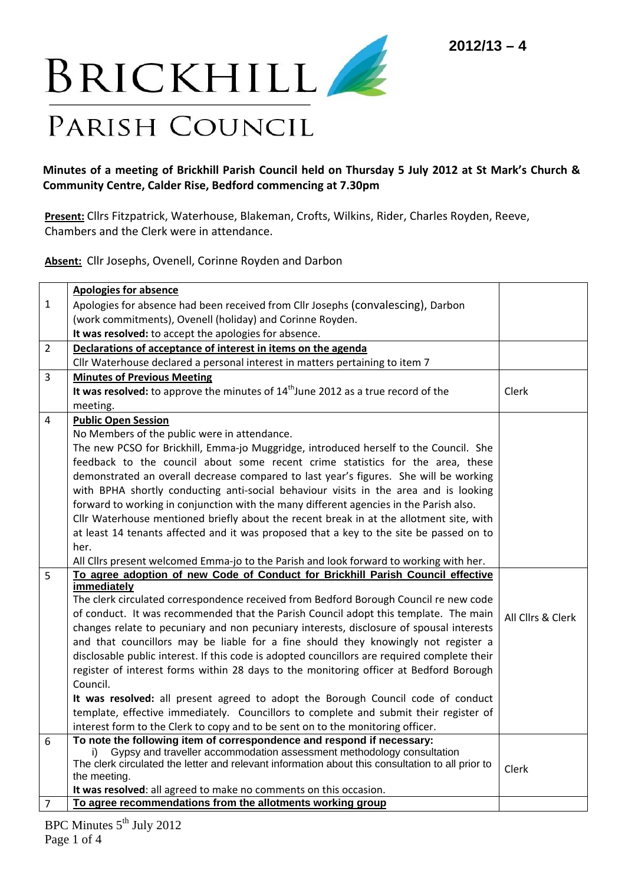2012/13 – 4

# BRICKHILL PARISH COUNCIL

**Minutes of a meeting of Brickhill Parish Council held on Thursday 5 July 2012 at St Mark's Church & Community Centre, Calder Rise, Bedford commencing at 7.30pm**

**Present:** Cllrs Fitzpatrick, Waterhouse, Blakeman, Crofts, Wilkins, Rider, Charles Royden, Reeve, Chambers and the Clerk were in attendance.

**Absent:** Cllr Josephs, Ovenell, Corinne Royden and Darbon

| | | |
|---|---|---|
| 1 | **Apologies for absence**<br>Apologies for absence had been received from Cllr Josephs (convalescing), Darbon (work commitments), Ovenell (holiday) and Corinne Royden.<br>**It was resolved:** to accept the apologies for absence. | |
| 2 | **Declarations of acceptance of interest in items on the agenda**<br>Cllr Waterhouse declared a personal interest in matters pertaining to item 7 | |
| 3 | **Minutes of Previous Meeting**<br>**It was resolved:** to approve the minutes of 14th June 2012 as a true record of the meeting. | Clerk |
| 4 | **Public Open Session**<br>No Members of the public were in attendance.<br>The new PCSO for Brickhill, Emma-jo Muggridge, introduced herself to the Council. She feedback to the council about some recent crime statistics for the area, these demonstrated an overall decrease compared to last year's figures. She will be working with BPHA shortly conducting anti-social behaviour visits in the area and is looking forward to working in conjunction with the many different agencies in the Parish also.<br>Cllr Waterhouse mentioned briefly about the recent break in at the allotment site, with at least 14 tenants affected and it was proposed that a key to the site be passed on to her.<br>All Cllrs present welcomed Emma-jo to the Parish and look forward to working with her. | |
| 5 | **To agree adoption of new Code of Conduct for Brickhill Parish Council effective immediately**<br>The clerk circulated correspondence received from Bedford Borough Council re new code of conduct. It was recommended that the Parish Council adopt this template. The main changes relate to pecuniary and non pecuniary interests, disclosure of spousal interests and that councillors may be liable for a fine should they knowingly not register a disclosable public interest. If this code is adopted councillors are required complete their register of interest forms within 28 days to the monitoring officer at Bedford Borough Council.<br>**It was resolved:** all present agreed to adopt the Borough Council code of conduct template, effective immediately. Councillors to complete and submit their register of interest form to the Clerk to copy and to be sent on to the monitoring officer. | All Cllrs & Clerk |
| 6 | **To note the following item of correspondence and respond if necessary:**<br>i) Gypsy and traveller accommodation assessment methodology consultation<br>The clerk circulated the letter and relevant information about this consultation to all prior to the meeting.<br>**It was resolved**: all agreed to make no comments on this occasion. | Clerk |
| 7 | **To agree recommendations from the allotments working group** | |

BPC Minutes 5th July 2012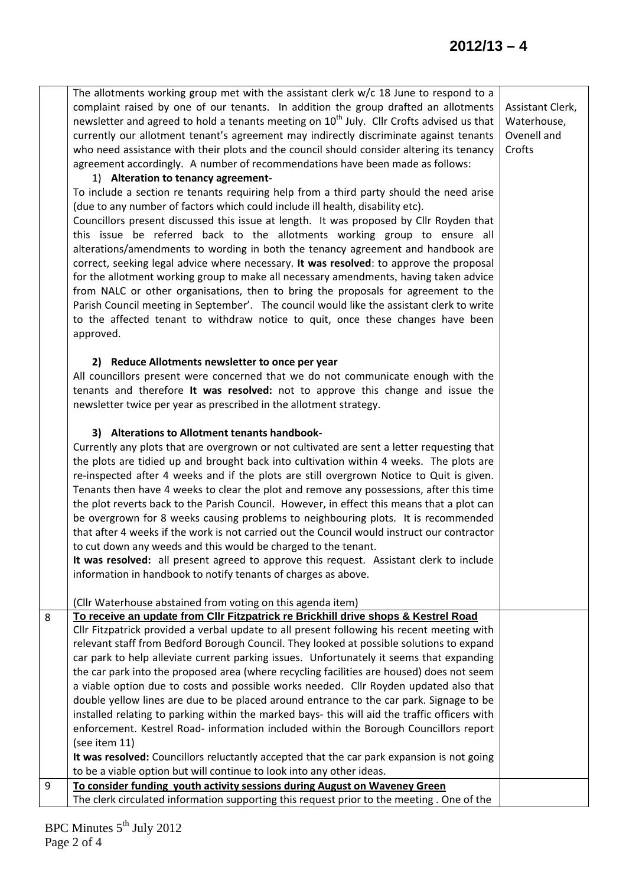| | | |
|---|---|---|
| | The allotments working group met with the assistant clerk w/c 18 June to respond to a complaint raised by one of our tenants. In addition the group drafted an allotments newsletter and agreed to hold a tenants meeting on 10th July. Cllr Crofts advised us that currently our allotment tenant's agreement may indirectly discriminate against tenants who need assistance with their plots and the council should consider altering its tenancy agreement accordingly. A number of recommendations have been made as follows:<br><br>1) **Alteration to tenancy agreement-**<br>To include a section re tenants requiring help from a third party should the need arise (due to any number of factors which could include ill health, disability etc).<br>Councillors present discussed this issue at length. It was proposed by Cllr Royden that this issue be referred back to the allotments working group to ensure all alterations/amendments to wording in both the tenancy agreement and handbook are correct, seeking legal advice where necessary. **It was resolved**: to approve the proposal for the allotment working group to make all necessary amendments, having taken advice from NALC or other organisations, then to bring the proposals for agreement to the Parish Council meeting in September'. The council would like the assistant clerk to write to the affected tenant to withdraw notice to quit, once these changes have been approved.<br><br>**2) Reduce Allotments newsletter to once per year**<br>All councillors present were concerned that we do not communicate enough with the tenants and therefore **It was resolved:** not to approve this change and issue the newsletter twice per year as prescribed in the allotment strategy.<br><br>**3) Alterations to Allotment tenants handbook-**<br>Currently any plots that are overgrown or not cultivated are sent a letter requesting that the plots are tidied up and brought back into cultivation within 4 weeks. The plots are re-inspected after 4 weeks and if the plots are still overgrown Notice to Quit is given. Tenants then have 4 weeks to clear the plot and remove any possessions, after this time the plot reverts back to the Parish Council. However, in effect this means that a plot can be overgrown for 8 weeks causing problems to neighbouring plots. It is recommended that after 4 weeks if the work is not carried out the Council would instruct our contractor to cut down any weeds and this would be charged to the tenant.<br>**It was resolved:** all present agreed to approve this request. Assistant clerk to include information in handbook to notify tenants of charges as above.<br><br>(Cllr Waterhouse abstained from voting on this agenda item) | Assistant Clerk, Waterhouse, Ovenell and Crofts |
| 8 | **To receive an update from Cllr Fitzpatrick re Brickhill drive shops & Kestrel Road**<br>Cllr Fitzpatrick provided a verbal update to all present following his recent meeting with relevant staff from Bedford Borough Council. They looked at possible solutions to expand car park to help alleviate current parking issues. Unfortunately it seems that expanding the car park into the proposed area (where recycling facilities are housed) does not seem a viable option due to costs and possible works needed. Cllr Royden updated also that double yellow lines are due to be placed around entrance to the car park. Signage to be installed relating to parking within the marked bays- this will aid the traffic officers with enforcement. Kestrel Road- information included within the Borough Councillors report (see item 11)<br>**It was resolved:** Councillors reluctantly accepted that the car park expansion is not going to be a viable option but will continue to look into any other ideas. | |
| 9 | **To consider funding youth activity sessions during August on Waveney Green**<br>The clerk circulated information supporting this request prior to the meeting . One of the | |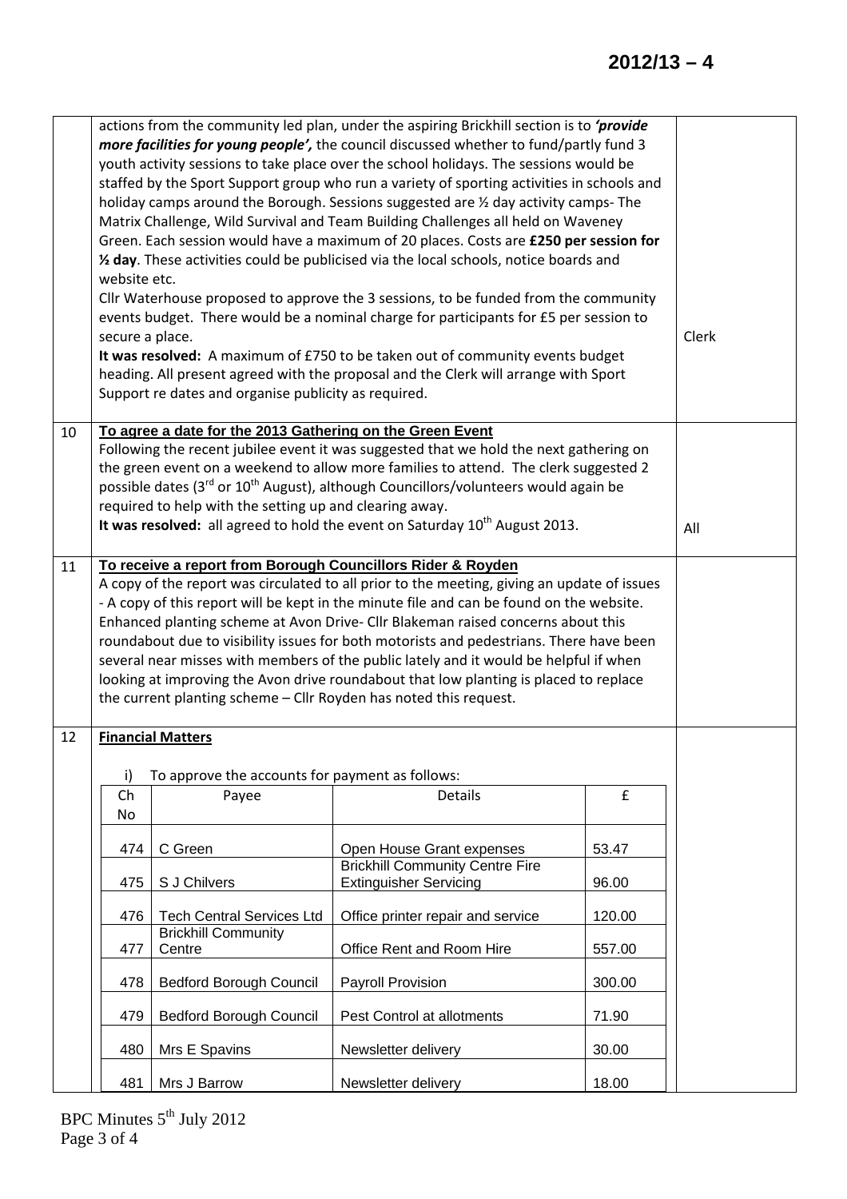actions from the community led plan, under the aspiring Brickhill section is to ***'provide more facilities for young people',*** the council discussed whether to fund/partly fund 3 youth activity sessions to take place over the school holidays. The sessions would be staffed by the Sport Support group who run a variety of sporting activities in schools and holiday camps around the Borough. Sessions suggested are ½ day activity camps- The Matrix Challenge, Wild Survival and Team Building Challenges all held on Waveney Green. Each session would have a maximum of 20 places. Costs are **£250 per session for ½ day**. These activities could be publicised via the local schools, notice boards and website etc.

Cllr Waterhouse proposed to approve the 3 sessions, to be funded from the community events budget. There would be a nominal charge for participants for £5 per session to secure a place.

**It was resolved:** A maximum of £750 to be taken out of community events budget heading. All present agreed with the proposal and the Clerk will arrange with Sport Support re dates and organise publicity as required.

*Action: Clerk*

## 10 To agree a date for the 2013 Gathering on the Green Event

Following the recent jubilee event it was suggested that we hold the next gathering on the green event on a weekend to allow more families to attend. The clerk suggested 2 possible dates (3rd or 10th August), although Councillors/volunteers would again be required to help with the setting up and clearing away.

**It was resolved:** all agreed to hold the event on Saturday 10th August 2013.

*Action: All*

## 11 To receive a report from Borough Councillors Rider & Royden

A copy of the report was circulated to all prior to the meeting, giving an update of issues - A copy of this report will be kept in the minute file and can be found on the website.

Enhanced planting scheme at Avon Drive- Cllr Blakeman raised concerns about this roundabout due to visibility issues for both motorists and pedestrians. There have been several near misses with members of the public lately and it would be helpful if when looking at improving the Avon drive roundabout that low planting is placed to replace the current planting scheme – Cllr Royden has noted this request.

## 12 Financial Matters

i) To approve the accounts for payment as follows:

| Ch No | Payee | Details | £ |
|---|---|---|---|
| 474 | C Green | Open House Grant expenses | 53.47 |
| 475 | S J Chilvers | Brickhill Community Centre Fire Extinguisher Servicing | 96.00 |
| 476 | Tech Central Services Ltd | Office printer repair and service | 120.00 |
| 477 | Brickhill Community Centre | Office Rent and Room Hire | 557.00 |
| 478 | Bedford Borough Council | Payroll Provision | 300.00 |
| 479 | Bedford Borough Council | Pest Control at allotments | 71.90 |
| 480 | Mrs E Spavins | Newsletter delivery | 30.00 |
| 481 | Mrs J Barrow | Newsletter delivery | 18.00 |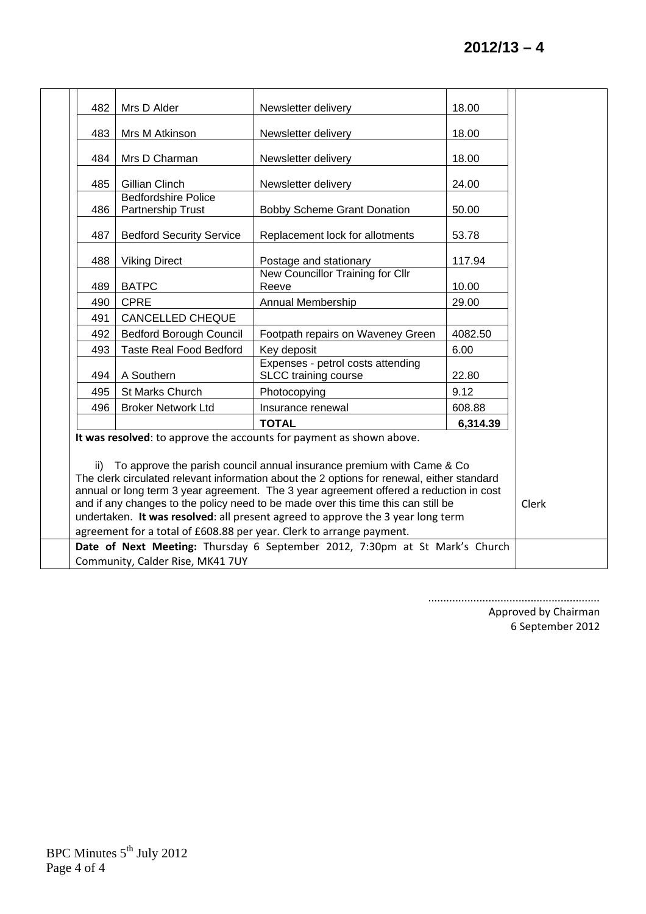| | | | |
|---|---|---|---|
| 482 | Mrs D Alder | Newsletter delivery | 18.00 |
| 483 | Mrs M Atkinson | Newsletter delivery | 18.00 |
| 484 | Mrs D Charman | Newsletter delivery | 18.00 |
| 485 | Gillian Clinch | Newsletter delivery | 24.00 |
| 486 | Bedfordshire Police Partnership Trust | Bobby Scheme Grant Donation | 50.00 |
| 487 | Bedford Security Service | Replacement lock for allotments | 53.78 |
| 488 | Viking Direct | Postage and stationary | 117.94 |
| 489 | BATPC | New Councillor Training for Cllr Reeve | 10.00 |
| 490 | CPRE | Annual Membership | 29.00 |
| 491 | CANCELLED CHEQUE | | |
| 492 | Bedford Borough Council | Footpath repairs on Waveney Green | 4082.50 |
| 493 | Taste Real Food Bedford | Key deposit | 6.00 |
| 494 | A Southern | Expenses - petrol costs attending SLCC training course | 22.80 |
| 495 | St Marks Church | Photocopying | 9.12 |
| 496 | Broker Network Ltd | Insurance renewal | 608.88 |
| | | **TOTAL** | **6,314.39** |

**It was resolved**: to approve the accounts for payment as shown above.

ii) To approve the parish council annual insurance premium with Came & Co
The clerk circulated relevant information about the 2 options for renewal, either standard annual or long term 3 year agreement. The 3 year agreement offered a reduction in cost and if any changes to the policy need to be made over this time this can still be undertaken. **It was resolved**: all present agreed to approve the 3 year long term agreement for a total of £608.88 per year. Clerk to arrange payment. — Clerk

**Date of Next Meeting:** Thursday 6 September 2012, 7:30pm at St Mark's Church Community, Calder Rise, MK41 7UY

........................................................
Approved by Chairman
6 September 2012

BPC Minutes 5th July 2012